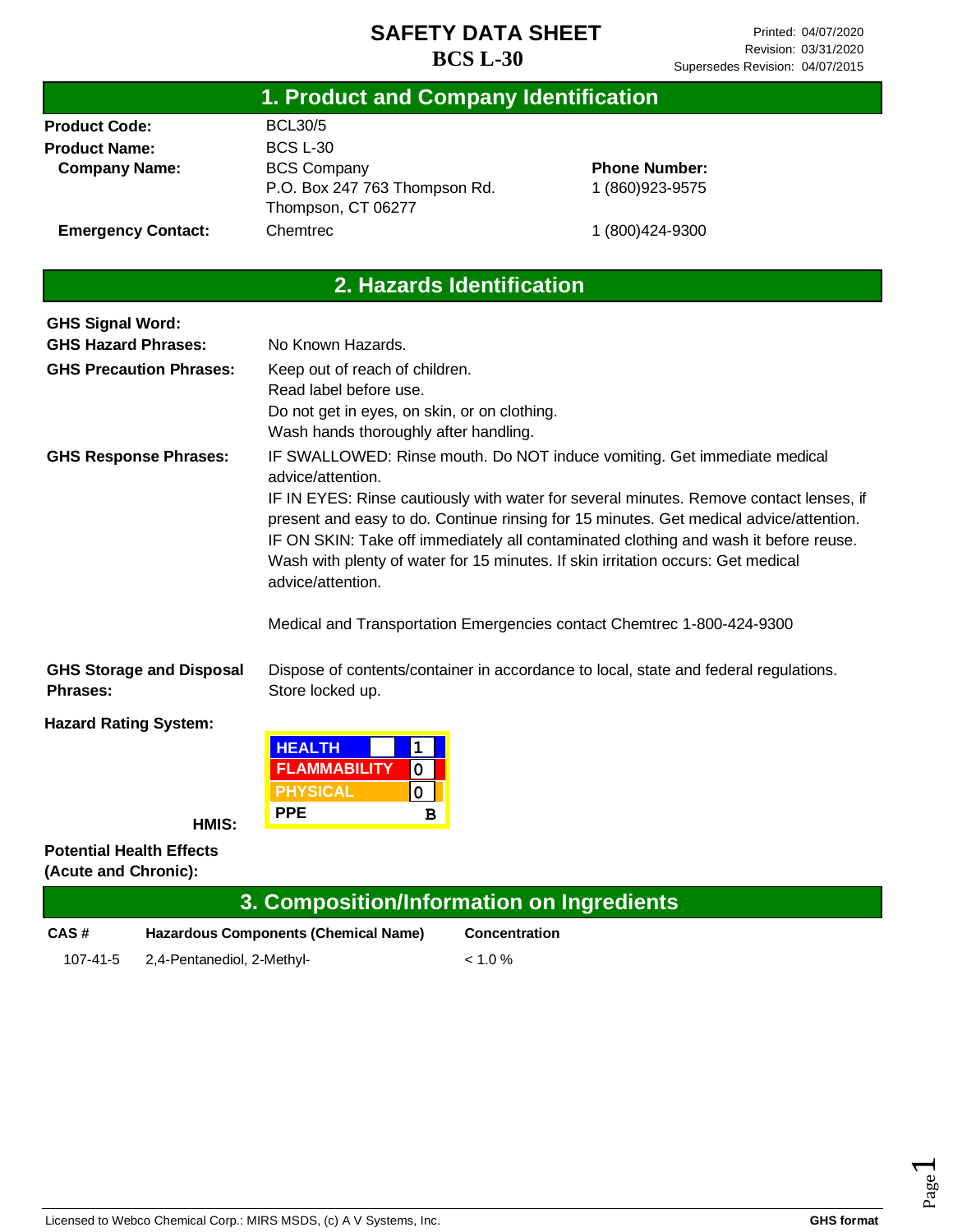# SAFETY DATA SHEET

# BCS L-30

Printed: 04/07/2020
Revision: 03/31/2020
Supersedes Revision: 04/07/2015

## 1. Product and Company Identification

**Product Code:** BCL30/5

**Product Name:** BCS L-30

**Company Name:** BCS Company
P.O. Box 247 763 Thompson Rd.
Thompson, CT 06277

**Phone Number:** 1 (860)923-9575

**Emergency Contact:** Chemtrec 1 (800)424-9300

## 2. Hazards Identification

**GHS Signal Word:**

**GHS Hazard Phrases:** No Known Hazards.

**GHS Precaution Phrases:**
Keep out of reach of children.
Read label before use.
Do not get in eyes, on skin, or on clothing.
Wash hands thoroughly after handling.

**GHS Response Phrases:**
IF SWALLOWED: Rinse mouth. Do NOT induce vomiting. Get immediate medical advice/attention.
IF IN EYES: Rinse cautiously with water for several minutes. Remove contact lenses, if present and easy to do. Continue rinsing for 15 minutes. Get medical advice/attention.
IF ON SKIN: Take off immediately all contaminated clothing and wash it before reuse. Wash with plenty of water for 15 minutes. If skin irritation occurs: Get medical advice/attention.

Medical and Transportation Emergencies contact Chemtrec 1-800-424-9300

**GHS Storage and Disposal Phrases:**
Dispose of contents/container in accordance to local, state and federal regulations.
Store locked up.

**Hazard Rating System:**

**HMIS:**

| HMIS | Rating |
|---|---|
| HEALTH | 1 |
| FLAMMABILITY | 0 |
| PHYSICAL | 0 |
| PPE | B |

**Potential Health Effects (Acute and Chronic):**

## 3. Composition/Information on Ingredients

| CAS # | Hazardous Components (Chemical Name) | Concentration |
|---|---|---|
| 107-41-5 | 2,4-Pentanediol, 2-Methyl- | < 1.0 % |

Licensed to Webco Chemical Corp.: MIRS MSDS, (c) A V Systems, Inc. GHS format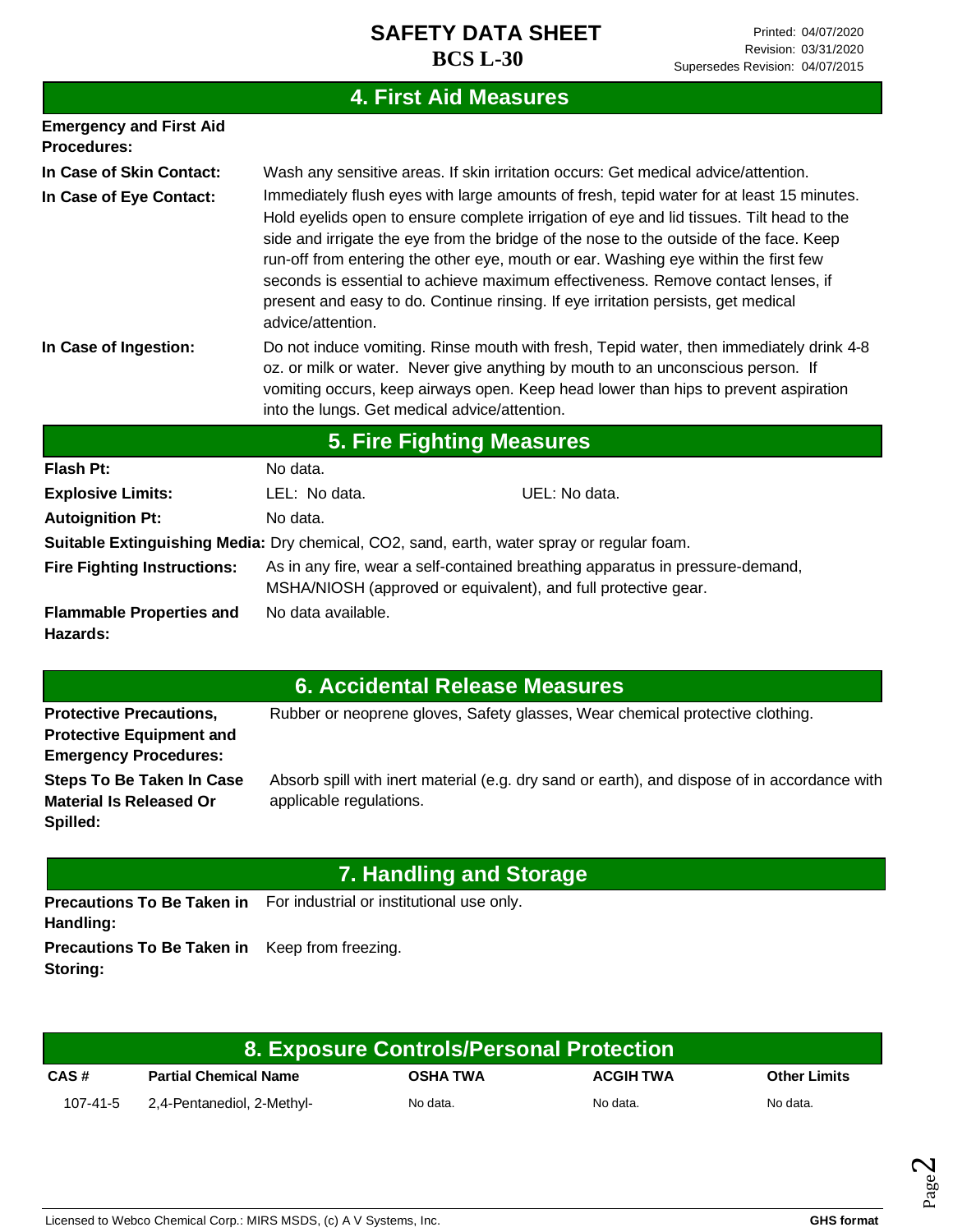## 4. First Aid Measures

**Emergency and First Aid Procedures:**

**In Case of Skin Contact:** Wash any sensitive areas. If skin irritation occurs: Get medical advice/attention.

**In Case of Eye Contact:** Immediately flush eyes with large amounts of fresh, tepid water for at least 15 minutes. Hold eyelids open to ensure complete irrigation of eye and lid tissues. Tilt head to the side and irrigate the eye from the bridge of the nose to the outside of the face. Keep run-off from entering the other eye, mouth or ear. Washing eye within the first few seconds is essential to achieve maximum effectiveness. Remove contact lenses, if present and easy to do. Continue rinsing. If eye irritation persists, get medical advice/attention.

**In Case of Ingestion:** Do not induce vomiting. Rinse mouth with fresh, Tepid water, then immediately drink 4-8 oz. or milk or water. Never give anything by mouth to an unconscious person. If vomiting occurs, keep airways open. Keep head lower than hips to prevent aspiration into the lungs. Get medical advice/attention.

## 5. Fire Fighting Measures

**Flash Pt:** No data.

**Explosive Limits:** LEL: No data. UEL: No data.

**Autoignition Pt:** No data.

**Suitable Extinguishing Media:** Dry chemical, $CO_2$, sand, earth, water spray or regular foam.

**Fire Fighting Instructions:** As in any fire, wear a self-contained breathing apparatus in pressure-demand, MSHA/NIOSH (approved or equivalent), and full protective gear.

**Flammable Properties and Hazards:** No data available.

## 6. Accidental Release Measures

**Protective Precautions, Protective Equipment and Emergency Procedures:** Rubber or neoprene gloves, Safety glasses, Wear chemical protective clothing.

**Steps To Be Taken In Case Material Is Released Or Spilled:** Absorb spill with inert material (e.g. dry sand or earth), and dispose of in accordance with applicable regulations.

## 7. Handling and Storage

**Precautions To Be Taken in Handling:** For industrial or institutional use only.

**Precautions To Be Taken in Storing:** Keep from freezing.

## 8. Exposure Controls/Personal Protection

| CAS # | Partial Chemical Name | OSHA TWA | ACGIH TWA | Other Limits |
|---|---|---|---|---|
| 107-41-5 | 2,4-Pentanediol, 2-Methyl- | No data. | No data. | No data. |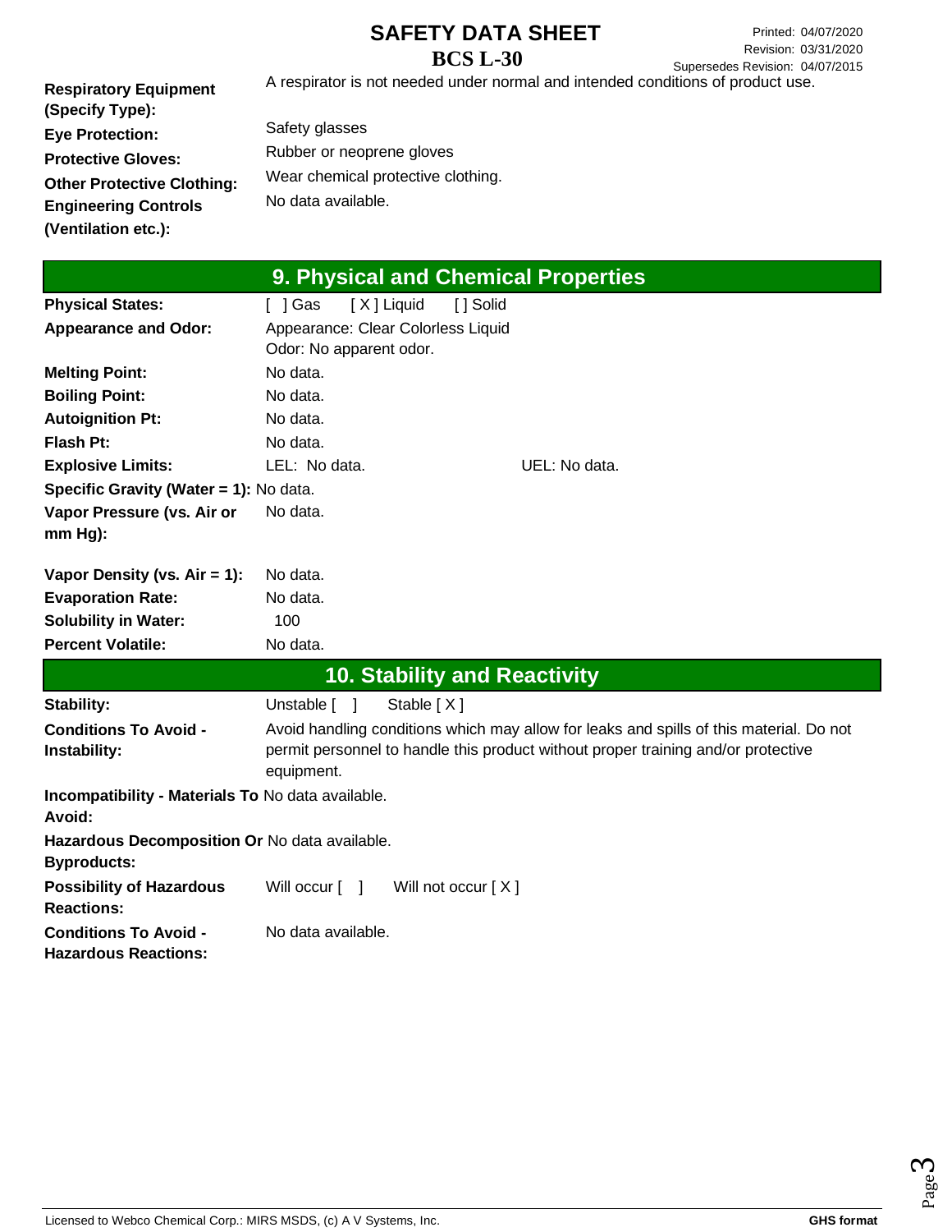| | |
|---|---|
| **Respiratory Equipment (Specify Type):** | A respirator is not needed under normal and intended conditions of product use. |
| **Eye Protection:** | Safety glasses |
| **Protective Gloves:** | Rubber or neoprene gloves |
| **Other Protective Clothing:** | Wear chemical protective clothing. |
| **Engineering Controls (Ventilation etc.):** | No data available. |

## 9. Physical and Chemical Properties

| | | |
|---|---|---|
| **Physical States:** | [ ] Gas [ X ] Liquid [ ] Solid | |
| **Appearance and Odor:** | Appearance: Clear Colorless Liquid<br>Odor: No apparent odor. | |
| **Melting Point:** | No data. | |
| **Boiling Point:** | No data. | |
| **Autoignition Pt:** | No data. | |
| **Flash Pt:** | No data. | |
| **Explosive Limits:** | LEL: No data. | UEL: No data. |
| **Specific Gravity (Water = 1):** | No data. | |
| **Vapor Pressure (vs. Air or mm Hg):** | No data. | |
| **Vapor Density (vs. Air = 1):** | No data. | |
| **Evaporation Rate:** | No data. | |
| **Solubility in Water:** | 100 | |
| **Percent Volatile:** | No data. | |

## 10. Stability and Reactivity

| | |
|---|---|
| **Stability:** | Unstable [ ] Stable [ X ] |
| **Conditions To Avoid - Instability:** | Avoid handling conditions which may allow for leaks and spills of this material. Do not permit personnel to handle this product without proper training and/or protective equipment. |
| **Incompatibility - Materials To Avoid:** | No data available. |
| **Hazardous Decomposition Or Byproducts:** | No data available. |
| **Possibility of Hazardous Reactions:** | Will occur [ ] Will not occur [ X ] |
| **Conditions To Avoid - Hazardous Reactions:** | No data available. |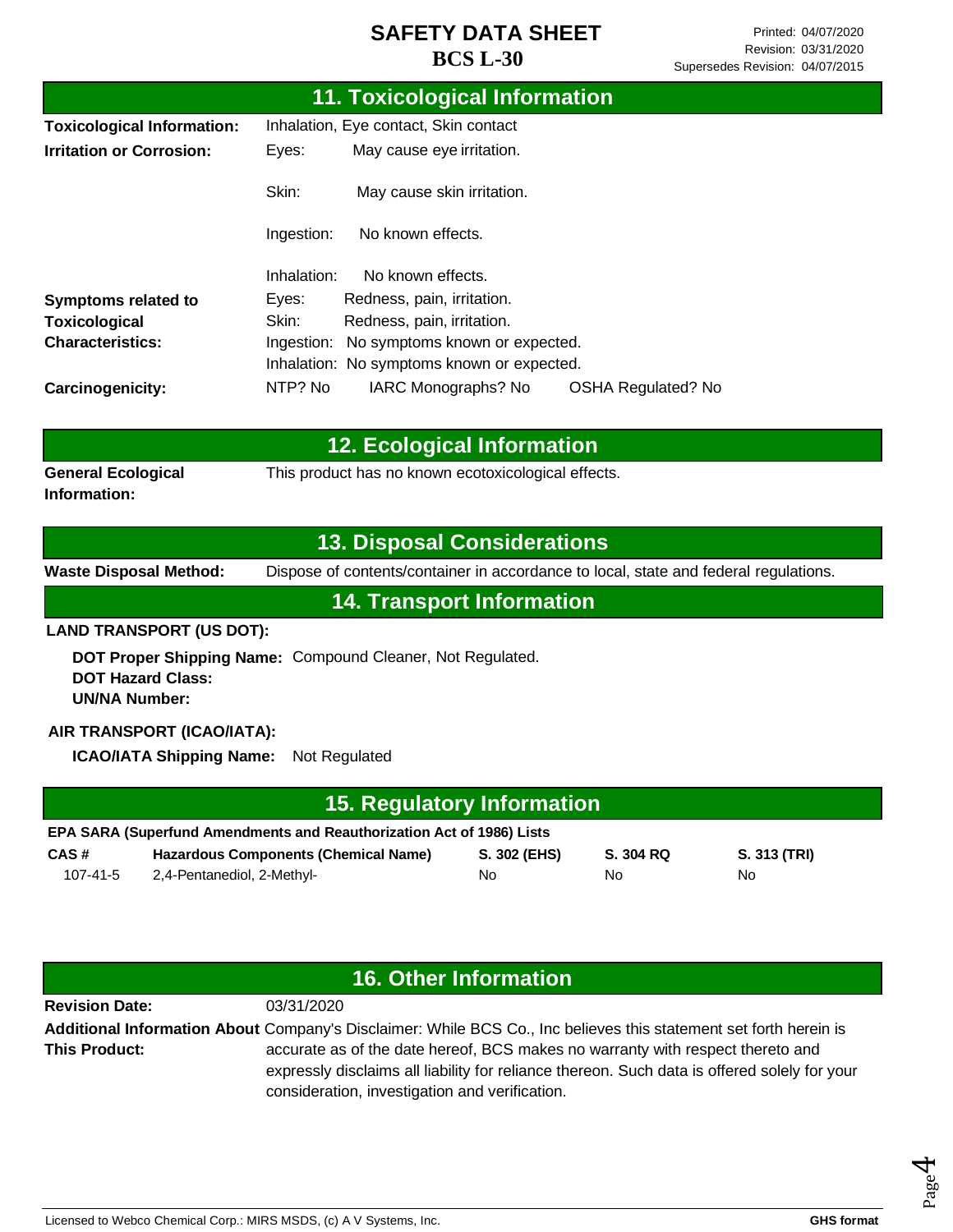## 11. Toxicological Information

**Toxicological Information:** Inhalation, Eye contact, Skin contact

**Irritation or Corrosion:**

Eyes: May cause eye irritation.

Skin: May cause skin irritation.

Ingestion: No known effects.

Inhalation: No known effects.

**Symptoms related to Toxicological Characteristics:**

Eyes: Redness, pain, irritation.
Skin: Redness, pain, irritation.
Ingestion: No symptoms known or expected.
Inhalation: No symptoms known or expected.

**Carcinogenicity:** NTP? No IARC Monographs? No OSHA Regulated? No

## 12. Ecological Information

**General Ecological Information:** This product has no known ecotoxicological effects.

## 13. Disposal Considerations

**Waste Disposal Method:** Dispose of contents/container in accordance to local, state and federal regulations.

## 14. Transport Information

**LAND TRANSPORT (US DOT):**

**DOT Proper Shipping Name:** Compound Cleaner, Not Regulated.
**DOT Hazard Class:**
**UN/NA Number:**

**AIR TRANSPORT (ICAO/IATA):**

**ICAO/IATA Shipping Name:** Not Regulated

## 15. Regulatory Information

**EPA SARA (Superfund Amendments and Reauthorization Act of 1986) Lists**

| CAS # | Hazardous Components (Chemical Name) | S. 302 (EHS) | S. 304 RQ | S. 313 (TRI) |
|---|---|---|---|---|
| 107-41-5 | 2,4-Pentanediol, 2-Methyl- | No | No | No |

## 16. Other Information

**Revision Date:** 03/31/2020

**Additional Information About This Product:** Company's Disclaimer: While BCS Co., Inc believes this statement set forth herein is accurate as of the date hereof, BCS makes no warranty with respect thereto and expressly disclaims all liability for reliance thereon. Such data is offered solely for your consideration, investigation and verification.